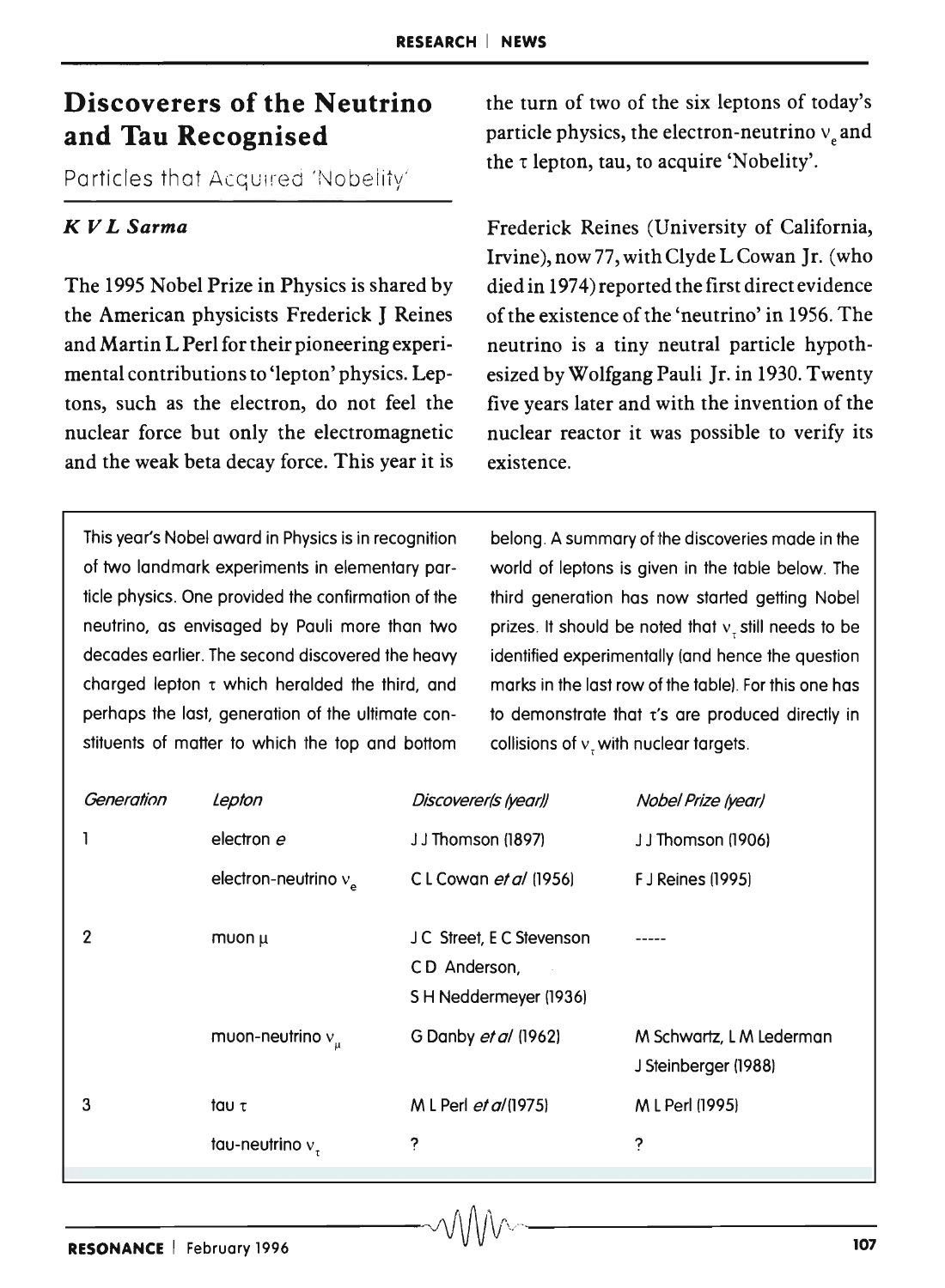# Discoverers of the Neutrino and Tau Recognised

Particles that Acquired 'Nobelity'

*K V L Sarma*

The 1995 Nobel Prize in Physics is shared by the American physicists Frederick J Reines and Martin L Perl for their pioneering experimental contributions to 'lepton' physics. Leptons, such as the electron, do not feel the nuclear force but only the electromagnetic and the weak beta decay force. This year it is the turn of two of the six leptons of today's particle physics, the electron-neutrino $\nu_e$ and the $\tau$ lepton, tau, to acquire 'Nobelity'.

Frederick Reines (University of California, Irvine), now 77, with Clyde L Cowan Jr. (who died in 1974) reported the first direct evidence of the existence of the 'neutrino' in 1956. The neutrino is a tiny neutral particle hypothesized by Wolfgang Pauli Jr. in 1930. Twenty five years later and with the invention of the nuclear reactor it was possible to verify its existence.

This year's Nobel award in Physics is in recognition of two landmark experiments in elementary particle physics. One provided the confirmation of the neutrino, as envisaged by Pauli more than two decades earlier. The second discovered the heavy charged lepton $\tau$ which heralded the third, and perhaps the last, generation of the ultimate constituents of matter to which the top and bottom belong. A summary of the discoveries made in the world of leptons is given in the table below. The third generation has now started getting Nobel prizes. It should be noted that $\nu_\tau$ still needs to be identified experimentally (and hence the question marks in the last row of the table). For this one has to demonstrate that $\tau$'s are produced directly in collisions of $\nu_\tau$ with nuclear targets.

| *Generation* | *Lepton* | *Discoverer(s (year))* | *Nobel Prize (year)* |
|---|---|---|---|
| 1 | electron *e* | J J Thomson (1897) | J J Thomson (1906) |
| | electron-neutrino $\nu_e$ | C L Cowan *et al* (1956) | F J Reines (1995) |
| 2 | muon $\mu$ | J C Street, E C Stevenson C D Anderson, S H Neddermeyer (1936) | ----- |
| | muon-neutrino $\nu_\mu$ | G Danby *et al* (1962) | M Schwartz, L M Lederman J Steinberger (1988) |
| 3 | tau $\tau$ | M L Perl *et al* (1975) | M L Perl (1995) |
| | tau-neutrino $\nu_\tau$ | ? | ? |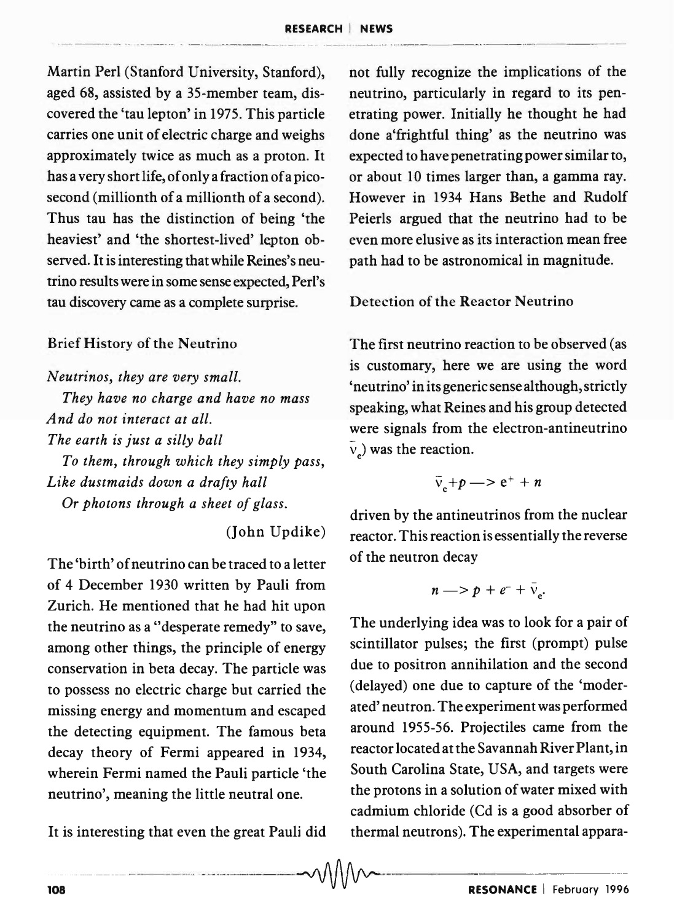Martin Perl (Stanford University, Stanford), aged 68, assisted by a 35-member team, discovered the 'tau lepton' in 1975. This particle carries one unit of electric charge and weighs approximately twice as much as a proton. It has a very short life, of only a fraction of a picosecond (millionth of a millionth of a second). Thus tau has the distinction of being 'the heaviest' and 'the shortest-lived' lepton observed. It is interesting that while Reines's neutrino results were in some sense expected, Perl's tau discovery came as a complete surprise.

### Brief History of the Neutrino

*Neutrinos, they are very small.*
*They have no charge and have no mass*
*And do not interact at all.*
*The earth is just a silly ball*
*To them, through which they simply pass,*
*Like dustmaids down a drafty hall*
*Or photons through a sheet of glass.*

(John Updike)

The 'birth' of neutrino can be traced to a letter of 4 December 1930 written by Pauli from Zurich. He mentioned that he had hit upon the neutrino as a "desperate remedy" to save, among other things, the principle of energy conservation in beta decay. The particle was to possess no electric charge but carried the missing energy and momentum and escaped the detecting equipment. The famous beta decay theory of Fermi appeared in 1934, wherein Fermi named the Pauli particle 'the neutrino', meaning the little neutral one.

It is interesting that even the great Pauli did not fully recognize the implications of the neutrino, particularly in regard to its penetrating power. Initially he thought he had done a'frightful thing' as the neutrino was expected to have penetrating power similar to, or about 10 times larger than, a gamma ray. However in 1934 Hans Bethe and Rudolf Peierls argued that the neutrino had to be even more elusive as its interaction mean free path had to be astronomical in magnitude.

### Detection of the Reactor Neutrino

The first neutrino reaction to be observed (as is customary, here we are using the word 'neutrino' in its generic sense although, strictly speaking, what Reines and his group detected were signals from the electron-antineutrino $\bar{\nu}_e$) was the reaction.

$$\bar{\nu}_e + p \longrightarrow e^+ + n$$

driven by the antineutrinos from the nuclear reactor. This reaction is essentially the reverse of the neutron decay

$$n \longrightarrow p + e^- + \bar{\nu}_e.$$

The underlying idea was to look for a pair of scintillator pulses; the first (prompt) pulse due to positron annihilation and the second (delayed) one due to capture of the 'moderated' neutron. The experiment was performed around 1955-56. Projectiles came from the reactor located at the Savannah River Plant, in South Carolina State, USA, and targets were the protons in a solution of water mixed with cadmium chloride (Cd is a good absorber of thermal neutrons). The experimental appara-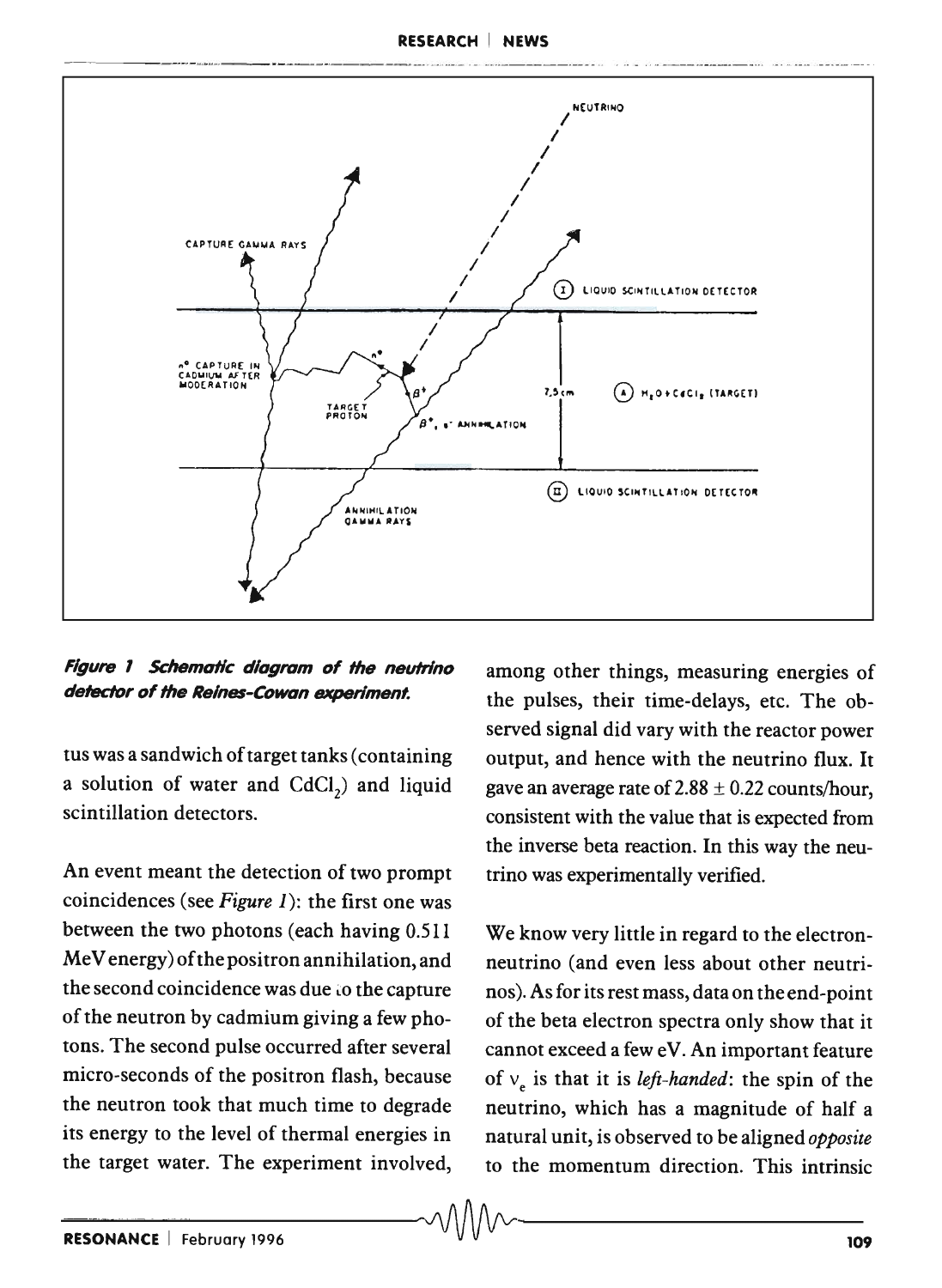Figure 1 Schematic diagram of the neutrino detector of the Reines-Cowan experiment.

tus was a sandwich of target tanks (containing a solution of water and $CdCl_2$) and liquid scintillation detectors.

An event meant the detection of two prompt coincidences (see *Figure 1*): the first one was between the two photons (each having 0.511 MeV energy) of the positron annihilation, and the second coincidence was due to the capture of the neutron by cadmium giving a few photons. The second pulse occurred after several micro-seconds of the positron flash, because the neutron took that much time to degrade its energy to the level of thermal energies in the target water. The experiment involved, among other things, measuring energies of the pulses, their time-delays, etc. The observed signal did vary with the reactor power output, and hence with the neutrino flux. It gave an average rate of $2.88 \pm 0.22$ counts/hour, consistent with the value that is expected from the inverse beta reaction. In this way the neutrino was experimentally verified.

We know very little in regard to the electron-neutrino (and even less about other neutrinos). As for its rest mass, data on the end-point of the beta electron spectra only show that it cannot exceed a few eV. An important feature of $\nu_e$ is that it is *left-handed*: the spin of the neutrino, which has a magnitude of half a natural unit, is observed to be aligned *opposite* to the momentum direction. This intrinsic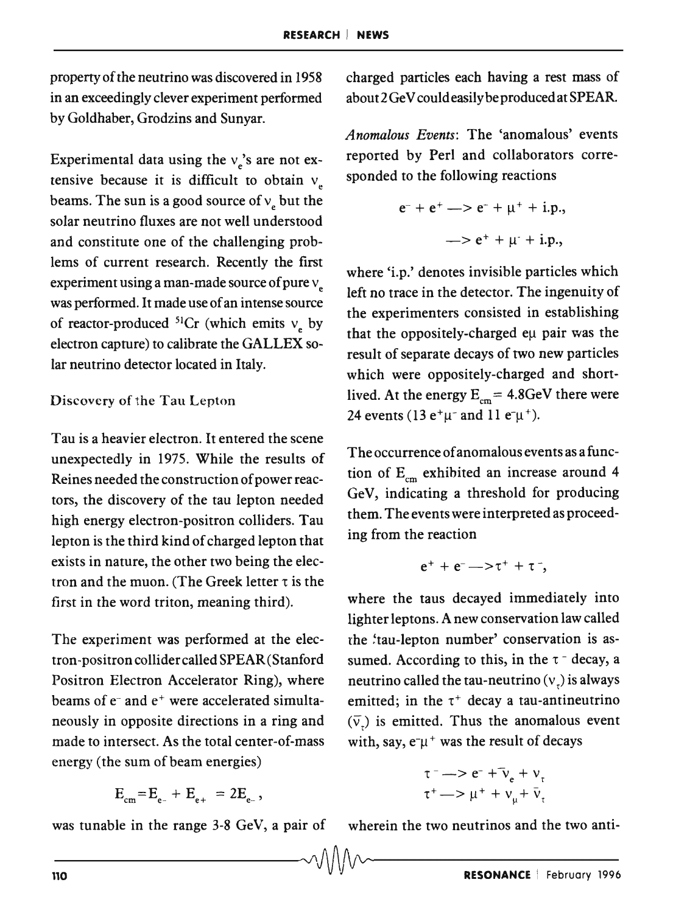property of the neutrino was discovered in 1958 in an exceedingly clever experiment performed by Goldhaber, Grodzins and Sunyar.

Experimental data using the $\nu_e$'s are not extensive because it is difficult to obtain $\nu_e$ beams. The sun is a good source of $\nu_e$ but the solar neutrino fluxes are not well understood and constitute one of the challenging problems of current research. Recently the first experiment using a man-made source of pure $\nu_e$ was performed. It made use of an intense source of reactor-produced $^{51}Cr$ (which emits $\nu_e$ by electron capture) to calibrate the GALLEX solar neutrino detector located in Italy.

## Discovery of the Tau Lepton

Tau is a heavier electron. It entered the scene unexpectedly in 1975. While the results of Reines needed the construction of power reactors, the discovery of the tau lepton needed high energy electron-positron colliders. Tau lepton is the third kind of charged lepton that exists in nature, the other two being the electron and the muon. (The Greek letter $\tau$ is the first in the word triton, meaning third).

The experiment was performed at the electron-positron collider called SPEAR (Stanford Positron Electron Accelerator Ring), where beams of $e^-$ and $e^+$ were accelerated simultaneously in opposite directions in a ring and made to intersect. As the total center-of-mass energy (the sum of beam energies)

$$E_{cm} = E_{e-} + E_{e+} = 2E_{e-},$$

was tunable in the range 3-8 GeV, a pair of charged particles each having a rest mass of about 2 GeV could easily be produced at SPEAR.

*Anomalous Events*: The 'anomalous' events reported by Perl and collaborators corresponded to the following reactions

$$e^- + e^+ \longrightarrow e^- + \mu^+ + \text{i.p.},$$

$$\longrightarrow e^+ + \mu^- + \text{i.p.},$$

where 'i.p.' denotes invisible particles which left no trace in the detector. The ingenuity of the experimenters consisted in establishing that the oppositely-charged $e\mu$ pair was the result of separate decays of two new particles which were oppositely-charged and short-lived. At the energy $E_{cm} = 4.8$GeV there were 24 events (13 $e^+\mu^-$ and 11 $e^-\mu^+$).

The occurrence of anomalous events as a function of $E_{cm}$ exhibited an increase around 4 GeV, indicating a threshold for producing them. The events were interpreted as proceeding from the reaction

$$e^+ + e^- \longrightarrow \tau^+ + \tau^-,$$

where the taus decayed immediately into lighter leptons. A new conservation law called the 'tau-lepton number' conservation is assumed. According to this, in the $\tau^-$ decay, a neutrino called the tau-neutrino ($\nu_\tau$) is always emitted; in the $\tau^+$ decay a tau-antineutrino ($\bar{\nu}_\tau$) is emitted. Thus the anomalous event with, say, $e^-\mu^+$ was the result of decays

$$\tau^- \longrightarrow e^- + \bar{\nu}_e + \nu_\tau$$

$$\tau^+ \longrightarrow \mu^+ + \nu_\mu + \bar{\nu}_\tau$$

wherein the two neutrinos and the two anti-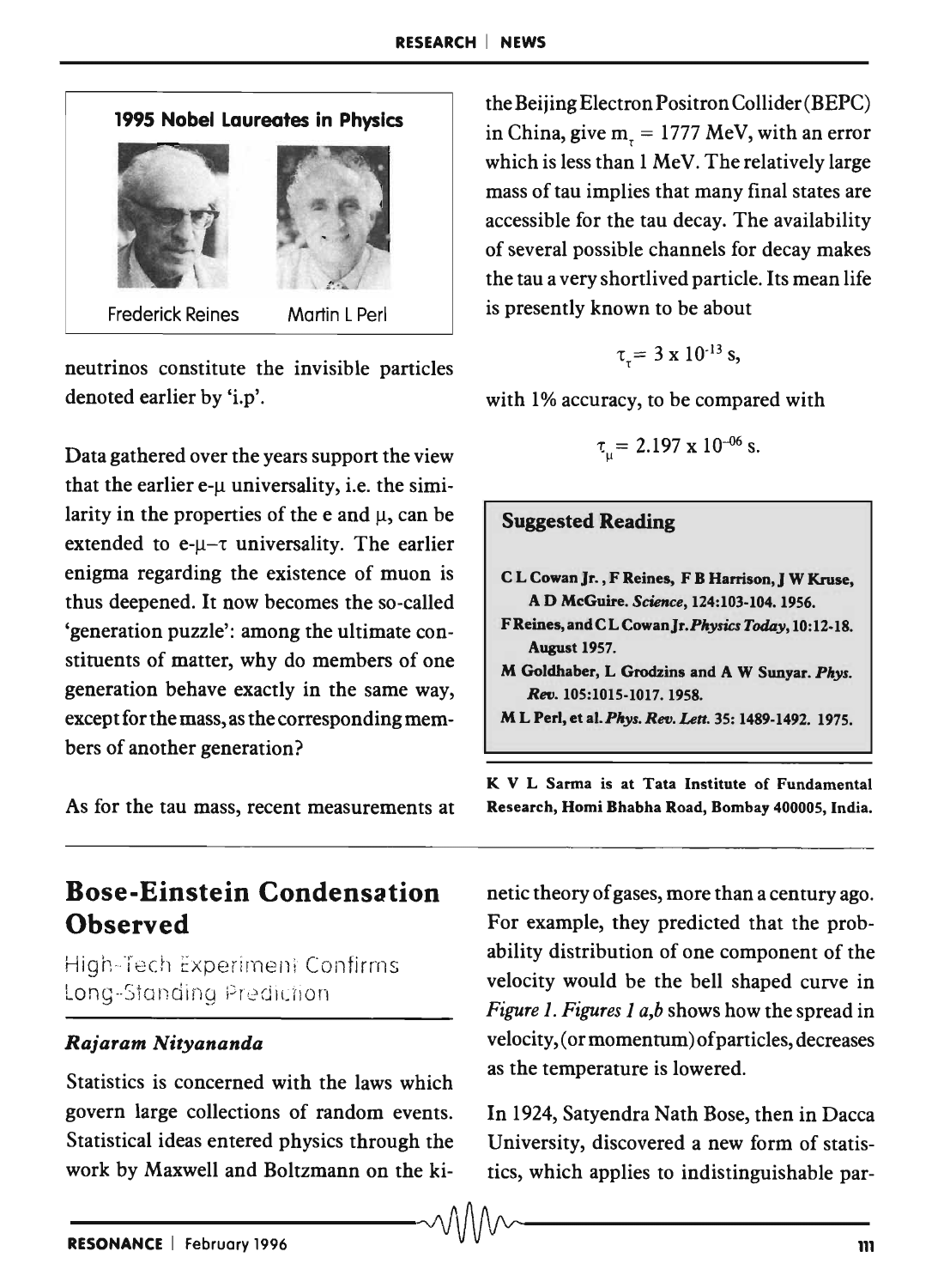**1995 Nobel Laureates in Physics**

Frederick Reines     Martin L Perl

neutrinos constitute the invisible particles denoted earlier by 'i.p'.

Data gathered over the years support the view that the earlier e-μ universality, i.e. the similarity in the properties of the e and μ, can be extended to e-μ-τ universality. The earlier enigma regarding the existence of muon is thus deepened. It now becomes the so-called 'generation puzzle': among the ultimate constituents of matter, why do members of one generation behave exactly in the same way, except for the mass, as the corresponding members of another generation?

As for the tau mass, recent measurements at the Beijing Electron Positron Collider (BEPC) in China, give $m_\tau = 1777$ MeV, with an error which is less than 1 MeV. The relatively large mass of tau implies that many final states are accessible for the tau decay. The availability of several possible channels for decay makes the tau a very shortlived particle. Its mean life is presently known to be about

$$\tau_\tau = 3 \times 10^{-13} \text{ s},$$

with 1% accuracy, to be compared with

$$\tau_\mu = 2.197 \times 10^{-06} \text{ s}.$$

**Suggested Reading**

- C L Cowan Jr., F Reines, F B Harrison, J W Kruse, A D McGuire. *Science*, 124:103-104. 1956.
- F Reines, and C L Cowan Jr. *Physics Today*, 10:12-18. August 1957.
- M Goldhaber, L Grodzins and A W Sunyar. *Phys. Rev.* 105:1015-1017. 1958.
- M L Perl, et al. *Phys. Rev. Lett.* 35: 1489-1492. 1975.

**K V L Sarma is at Tata Institute of Fundamental Research, Homi Bhabha Road, Bombay 400005, India.**

## Bose-Einstein Condensation Observed

### High-Tech Experiment Confirms Long-Standing Prediction

***Rajaram Nityananda***

Statistics is concerned with the laws which govern large collections of random events. Statistical ideas entered physics through the work by Maxwell and Boltzmann on the kinetic theory of gases, more than a century ago. For example, they predicted that the probability distribution of one component of the velocity would be the bell shaped curve in *Figure 1*. *Figures 1 a,b* shows how the spread in velocity, (or momentum) of particles, decreases as the temperature is lowered.

In 1924, Satyendra Nath Bose, then in Dacca University, discovered a new form of statistics, which applies to indistinguishable par-